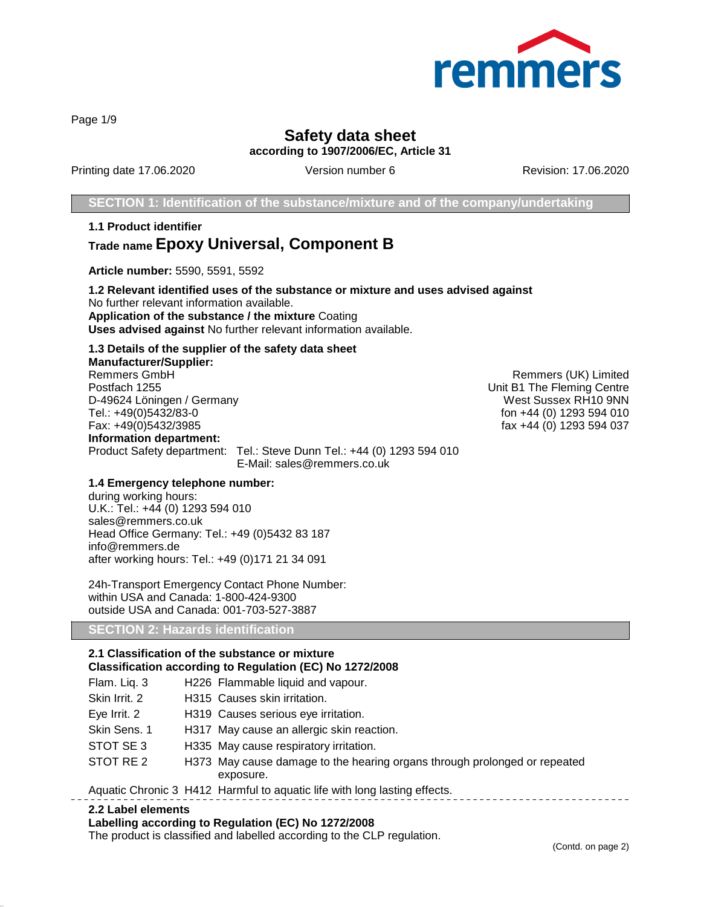# Safety data sheet

**according to 1907/2006/EC, Article 31**

Printing date 17.06.2020 Version number 6 Revision: 17.06.2020

## SECTION 1: Identification of the substance/mixture and of the company/undertaking

**1.1 Product identifier**

**Trade name Epoxy Universal, Component B**

**Article number:** 5590, 5591, 5592

**1.2 Relevant identified uses of the substance or mixture and uses advised against**
No further relevant information available.
**Application of the substance / the mixture** Coating
**Uses advised against** No further relevant information available.

**1.3 Details of the supplier of the safety data sheet**
**Manufacturer/Supplier:**
Remmers GmbH
Postfach 1255
D-49624 Löningen / Germany
Tel.: +49(0)5432/83-0
Fax: +49(0)5432/3985

Remmers (UK) Limited
Unit B1 The Fleming Centre
West Sussex RH10 9NN
fon +44 (0) 1293 594 010
fax +44 (0) 1293 594 037

**Information department:**
Product Safety department: Tel.: Steve Dunn Tel.: +44 (0) 1293 594 010
E-Mail: sales@remmers.co.uk

**1.4 Emergency telephone number:**
during working hours:
U.K.: Tel.: +44 (0) 1293 594 010
sales@remmers.co.uk
Head Office Germany: Tel.: +49 (0)5432 83 187
info@remmers.de
after working hours: Tel.: +49 (0)171 21 34 091

24h-Transport Emergency Contact Phone Number:
within USA and Canada: 1-800-424-9300
outside USA and Canada: 001-703-527-3887

## SECTION 2: Hazards identification

**2.1 Classification of the substance or mixture**
**Classification according to Regulation (EC) No 1272/2008**

| | | |
|---|---|---|
| Flam. Liq. 3 | H226 | Flammable liquid and vapour. |
| Skin Irrit. 2 | H315 | Causes skin irritation. |
| Eye Irrit. 2 | H319 | Causes serious eye irritation. |
| Skin Sens. 1 | H317 | May cause an allergic skin reaction. |
| STOT SE 3 | H335 | May cause respiratory irritation. |
| STOT RE 2 | H373 | May cause damage to the hearing organs through prolonged or repeated exposure. |
| Aquatic Chronic 3 | H412 | Harmful to aquatic life with long lasting effects. |

**2.2 Label elements**
**Labelling according to Regulation (EC) No 1272/2008**
The product is classified and labelled according to the CLP regulation.

(Contd. on page 2)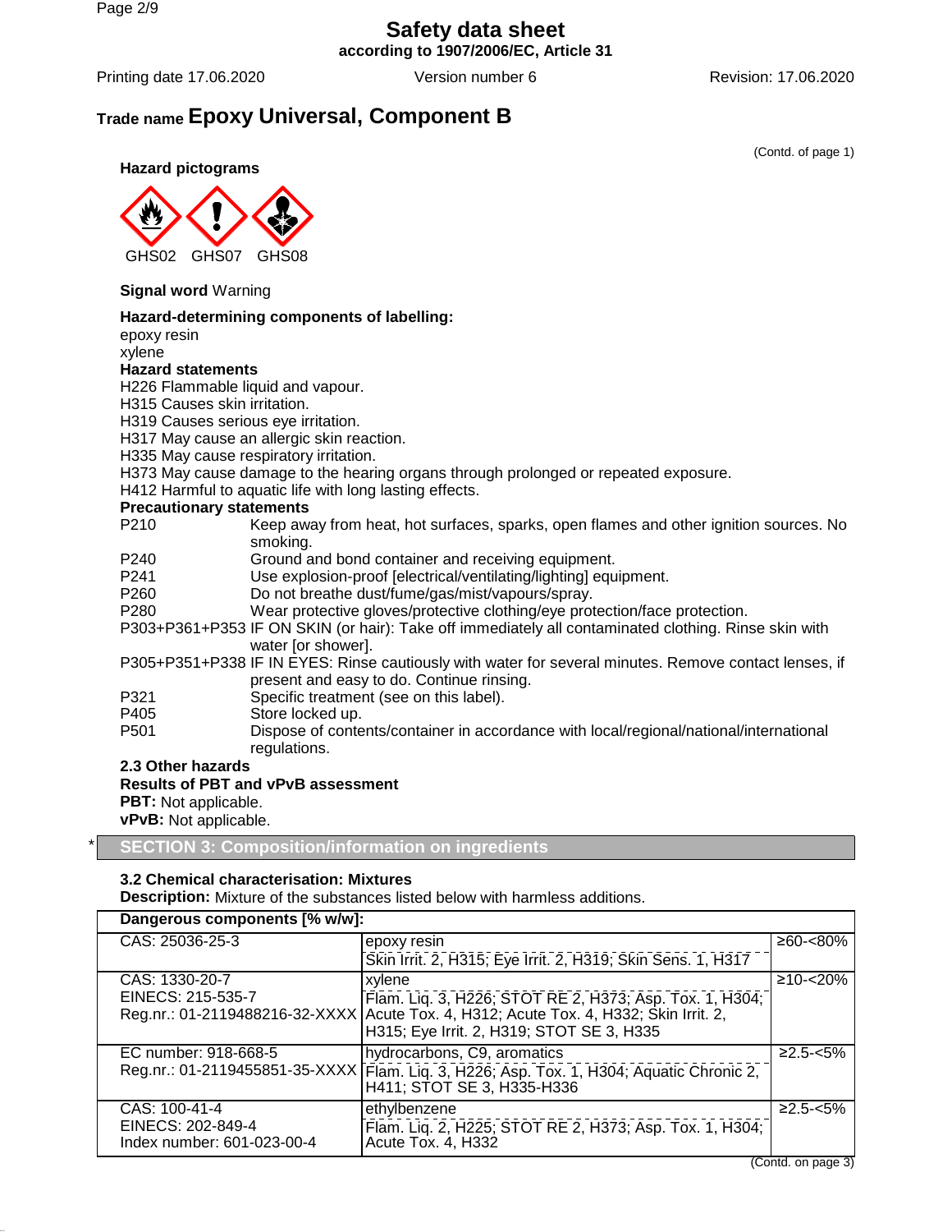# Safety data sheet

**according to 1907/2006/EC, Article 31**

Printing date 17.06.2020 Version number 6 Revision: 17.06.2020

## Trade name **Epoxy Universal, Component B**

(Contd. of page 1)

**Hazard pictograms**

GHS02 GHS07 GHS08

**Signal word** Warning

**Hazard-determining components of labelling:**

epoxy resin
xylene

**Hazard statements**

H226 Flammable liquid and vapour.
H315 Causes skin irritation.
H319 Causes serious eye irritation.
H317 May cause an allergic skin reaction.
H335 May cause respiratory irritation.
H373 May cause damage to the hearing organs through prolonged or repeated exposure.
H412 Harmful to aquatic life with long lasting effects.

**Precautionary statements**

P210 Keep away from heat, hot surfaces, sparks, open flames and other ignition sources. No smoking.
P240 Ground and bond container and receiving equipment.
P241 Use explosion-proof [electrical/ventilating/lighting] equipment.
P260 Do not breathe dust/fume/gas/mist/vapours/spray.
P280 Wear protective gloves/protective clothing/eye protection/face protection.
P303+P361+P353 IF ON SKIN (or hair): Take off immediately all contaminated clothing. Rinse skin with water [or shower].
P305+P351+P338 IF IN EYES: Rinse cautiously with water for several minutes. Remove contact lenses, if present and easy to do. Continue rinsing.
P321 Specific treatment (see on this label).
P405 Store locked up.
P501 Dispose of contents/container in accordance with local/regional/national/international regulations.

**2.3 Other hazards**

**Results of PBT and vPvB assessment**

**PBT:** Not applicable.
**vPvB:** Not applicable.

## * SECTION 3: Composition/information on ingredients

**3.2 Chemical characterisation: Mixtures**

**Description:** Mixture of the substances listed below with harmless additions.

| Dangerous components [% w/w]: | | |
|---|---|---|
| CAS: 25036-25-3 | epoxy resin<br>Skin Irrit. 2, H315; Eye Irrit. 2, H319; Skin Sens. 1, H317 | ≥60-<80% |
| CAS: 1330-20-7<br>EINECS: 215-535-7<br>Reg.nr.: 01-2119488216-32-XXXX | xylene<br>Flam. Liq. 3, H226; STOT RE 2, H373; Asp. Tox. 1, H304; Acute Tox. 4, H312; Acute Tox. 4, H332; Skin Irrit. 2, H315; Eye Irrit. 2, H319; STOT SE 3, H335 | ≥10-<20% |
| EC number: 918-668-5<br>Reg.nr.: 01-2119455851-35-XXXX | hydrocarbons, C9, aromatics<br>Flam. Liq. 3, H226; Asp. Tox. 1, H304; Aquatic Chronic 2, H411; STOT SE 3, H335-H336 | ≥2.5-<5% |
| CAS: 100-41-4<br>EINECS: 202-849-4<br>Index number: 601-023-00-4 | ethylbenzene<br>Flam. Liq. 2, H225; STOT RE 2, H373; Asp. Tox. 1, H304; Acute Tox. 4, H332 | ≥2.5-<5% |

(Contd. on page 3)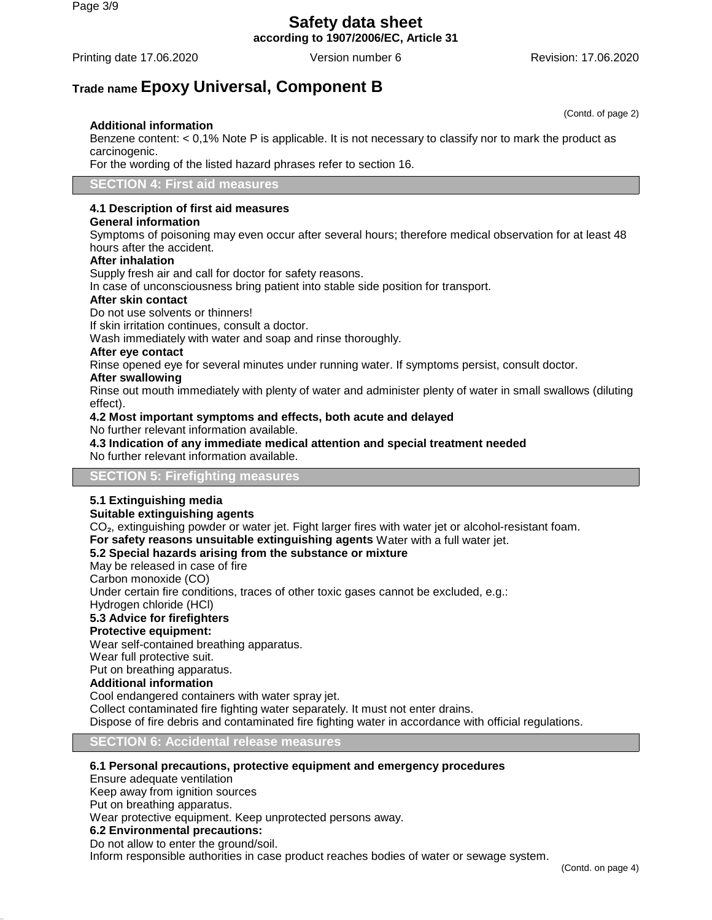**Trade name Epoxy Universal, Component B**

(Contd. of page 2)

**Additional information**

Benzene content: < 0,1% Note P is applicable. It is not necessary to classify nor to mark the product as carcinogenic.

For the wording of the listed hazard phrases refer to section 16.

## SECTION 4: First aid measures

**4.1 Description of first aid measures**

**General information**

Symptoms of poisoning may even occur after several hours; therefore medical observation for at least 48 hours after the accident.

**After inhalation**

Supply fresh air and call for doctor for safety reasons.

In case of unconsciousness bring patient into stable side position for transport.

**After skin contact**

Do not use solvents or thinners!

If skin irritation continues, consult a doctor.

Wash immediately with water and soap and rinse thoroughly.

**After eye contact**

Rinse opened eye for several minutes under running water. If symptoms persist, consult doctor.

**After swallowing**

Rinse out mouth immediately with plenty of water and administer plenty of water in small swallows (diluting effect).

**4.2 Most important symptoms and effects, both acute and delayed**

No further relevant information available.

**4.3 Indication of any immediate medical attention and special treatment needed**

No further relevant information available.

## SECTION 5: Firefighting measures

**5.1 Extinguishing media**

**Suitable extinguishing agents**

$CO_2$, extinguishing powder or water jet. Fight larger fires with water jet or alcohol-resistant foam.

**For safety reasons unsuitable extinguishing agents** Water with a full water jet.

**5.2 Special hazards arising from the substance or mixture**

May be released in case of fire

Carbon monoxide (CO)

Under certain fire conditions, traces of other toxic gases cannot be excluded, e.g.:

Hydrogen chloride (HCl)

**5.3 Advice for firefighters**

**Protective equipment:**

Wear self-contained breathing apparatus.

Wear full protective suit.

Put on breathing apparatus.

**Additional information**

Cool endangered containers with water spray jet.

Collect contaminated fire fighting water separately. It must not enter drains.

Dispose of fire debris and contaminated fire fighting water in accordance with official regulations.

## SECTION 6: Accidental release measures

**6.1 Personal precautions, protective equipment and emergency procedures**

Ensure adequate ventilation

Keep away from ignition sources

Put on breathing apparatus.

Wear protective equipment. Keep unprotected persons away.

**6.2 Environmental precautions:**

Do not allow to enter the ground/soil.

Inform responsible authorities in case product reaches bodies of water or sewage system.

(Contd. on page 4)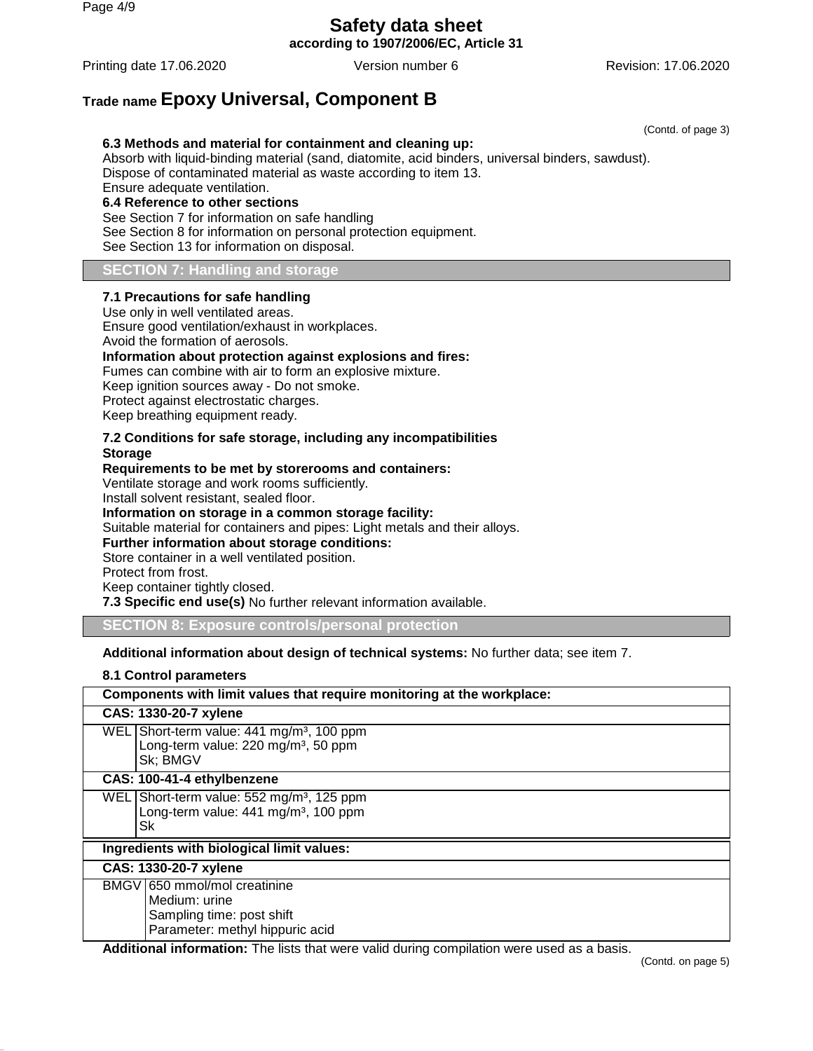**Trade name Epoxy Universal, Component B**

(Contd. of page 3)

**6.3 Methods and material for containment and cleaning up:**
Absorb with liquid-binding material (sand, diatomite, acid binders, universal binders, sawdust).
Dispose of contaminated material as waste according to item 13.
Ensure adequate ventilation.

**6.4 Reference to other sections**
See Section 7 for information on safe handling
See Section 8 for information on personal protection equipment.
See Section 13 for information on disposal.

## SECTION 7: Handling and storage

**7.1 Precautions for safe handling**
Use only in well ventilated areas.
Ensure good ventilation/exhaust in workplaces.
Avoid the formation of aerosols.

**Information about protection against explosions and fires:**
Fumes can combine with air to form an explosive mixture.
Keep ignition sources away - Do not smoke.
Protect against electrostatic charges.
Keep breathing equipment ready.

**7.2 Conditions for safe storage, including any incompatibilities**

**Storage**

**Requirements to be met by storerooms and containers:**
Ventilate storage and work rooms sufficiently.
Install solvent resistant, sealed floor.

**Information on storage in a common storage facility:**
Suitable material for containers and pipes: Light metals and their alloys.

**Further information about storage conditions:**
Store container in a well ventilated position.
Protect from frost.
Keep container tightly closed.

**7.3 Specific end use(s)** No further relevant information available.

## SECTION 8: Exposure controls/personal protection

**Additional information about design of technical systems:** No further data; see item 7.

**8.1 Control parameters**

| Components with limit values that require monitoring at the workplace: | |
|---|---|
| **CAS: 1330-20-7 xylene** | |
| WEL | Short-term value: 441 mg/m³, 100 ppm<br>Long-term value: 220 mg/m³, 50 ppm<br>Sk; BMGV |
| **CAS: 100-41-4 ethylbenzene** | |
| WEL | Short-term value: 552 mg/m³, 125 ppm<br>Long-term value: 441 mg/m³, 100 ppm<br>Sk |

| Ingredients with biological limit values: | |
|---|---|
| **CAS: 1330-20-7 xylene** | |
| BMGV | 650 mmol/mol creatinine<br>Medium: urine<br>Sampling time: post shift<br>Parameter: methyl hippuric acid |

**Additional information:** The lists that were valid during compilation were used as a basis.

(Contd. on page 5)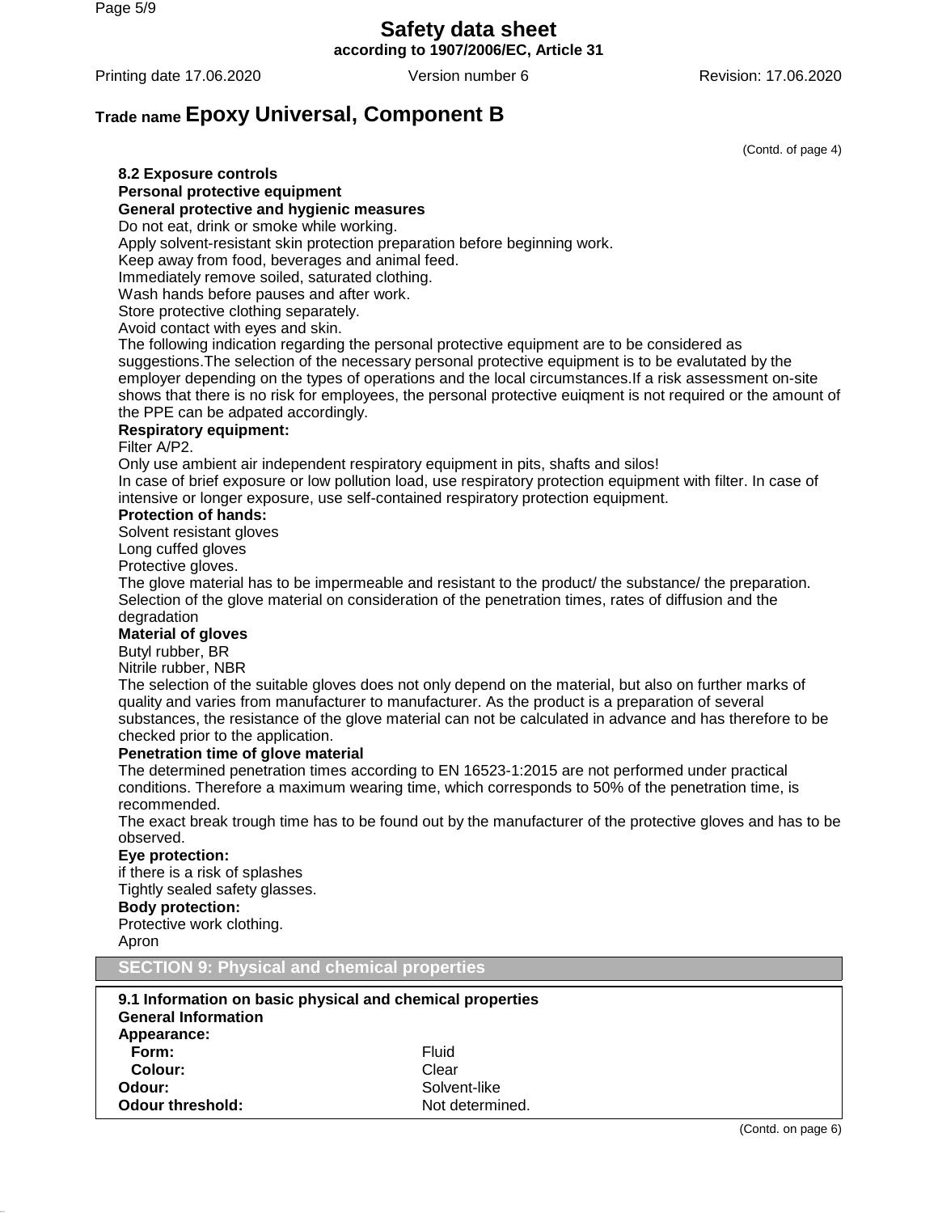**Safety data sheet**
**according to 1907/2006/EC, Article 31**

Printing date 17.06.2020 Version number 6 Revision: 17.06.2020

## Trade name Epoxy Universal, Component B

(Contd. of page 4)

**8.2 Exposure controls**

**Personal protective equipment**

**General protective and hygienic measures**

Do not eat, drink or smoke while working.
Apply solvent-resistant skin protection preparation before beginning work.
Keep away from food, beverages and animal feed.
Immediately remove soiled, saturated clothing.
Wash hands before pauses and after work.
Store protective clothing separately.
Avoid contact with eyes and skin.
The following indication regarding the personal protective equipment are to be considered as suggestions.The selection of the necessary personal protective equipment is to be evalutated by the employer depending on the types of operations and the local circumstances.If a risk assessment on-site shows that there is no risk for employees, the personal protective euiqment is not required or the amount of the PPE can be adpated accordingly.

**Respiratory equipment:**

Filter A/P2.
Only use ambient air independent respiratory equipment in pits, shafts and silos!
In case of brief exposure or low pollution load, use respiratory protection equipment with filter. In case of intensive or longer exposure, use self-contained respiratory protection equipment.

**Protection of hands:**

Solvent resistant gloves
Long cuffed gloves
Protective gloves.
The glove material has to be impermeable and resistant to the product/ the substance/ the preparation.
Selection of the glove material on consideration of the penetration times, rates of diffusion and the degradation

**Material of gloves**

Butyl rubber, BR
Nitrile rubber, NBR
The selection of the suitable gloves does not only depend on the material, but also on further marks of quality and varies from manufacturer to manufacturer. As the product is a preparation of several substances, the resistance of the glove material can not be calculated in advance and has therefore to be checked prior to the application.

**Penetration time of glove material**

The determined penetration times according to EN 16523-1:2015 are not performed under practical conditions. Therefore a maximum wearing time, which corresponds to 50% of the penetration time, is recommended.
The exact break trough time has to be found out by the manufacturer of the protective gloves and has to be observed.

**Eye protection:**

if there is a risk of splashes
Tightly sealed safety glasses.

**Body protection:**

Protective work clothing.
Apron

## SECTION 9: Physical and chemical properties

**9.1 Information on basic physical and chemical properties**

**General Information**

| | |
|---|---|
| **Appearance:** | |
| **Form:** | Fluid |
| **Colour:** | Clear |
| **Odour:** | Solvent-like |
| **Odour threshold:** | Not determined. |

(Contd. on page 6)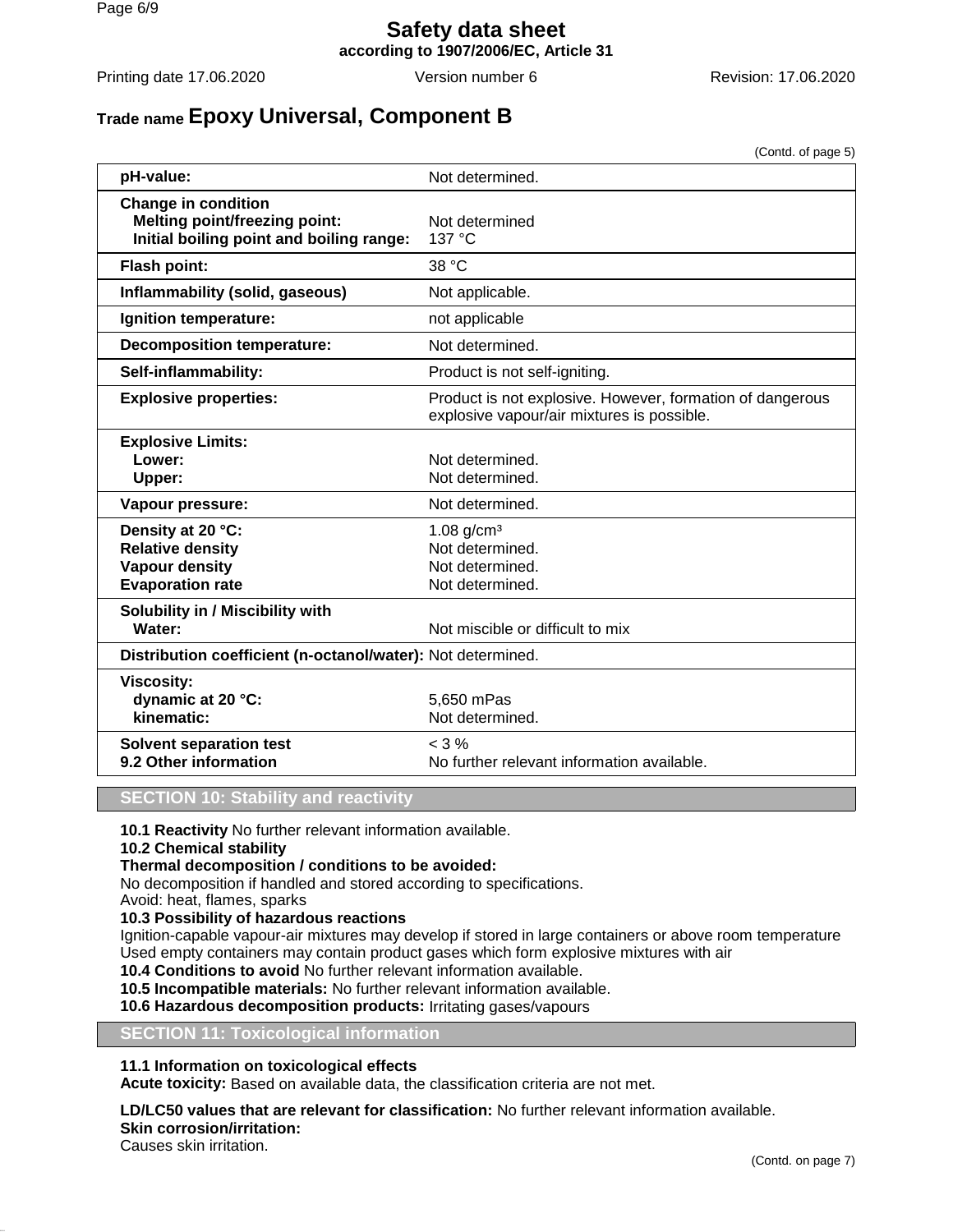**Trade name Epoxy Universal, Component B**

(Contd. of page 5)

| | |
|---|---|
| **pH-value:** | Not determined. |
| **Change in condition** | |
| **Melting point/freezing point:** | Not determined |
| **Initial boiling point and boiling range:** | 137 °C |
| **Flash point:** | 38 °C |
| **Inflammability (solid, gaseous)** | Not applicable. |
| **Ignition temperature:** | not applicable |
| **Decomposition temperature:** | Not determined. |
| **Self-inflammability:** | Product is not self-igniting. |
| **Explosive properties:** | Product is not explosive. However, formation of dangerous explosive vapour/air mixtures is possible. |
| **Explosive Limits:** | |
| **Lower:** | Not determined. |
| **Upper:** | Not determined. |
| **Vapour pressure:** | Not determined. |
| **Density at 20 °C:** | 1.08 g/cm³ |
| **Relative density** | Not determined. |
| **Vapour density** | Not determined. |
| **Evaporation rate** | Not determined. |
| **Solubility in / Miscibility with** | |
| **Water:** | Not miscible or difficult to mix |
| **Distribution coefficient (n-octanol/water):** | Not determined. |
| **Viscosity:** | |
| **dynamic at 20 °C:** | 5,650 mPas |
| **kinematic:** | Not determined. |
| **Solvent separation test** | < 3 % |
| **9.2 Other information** | No further relevant information available. |

## SECTION 10: Stability and reactivity

**10.1 Reactivity** No further relevant information available.

**10.2 Chemical stability**

**Thermal decomposition / conditions to be avoided:**

No decomposition if handled and stored according to specifications.

Avoid: heat, flames, sparks

**10.3 Possibility of hazardous reactions**

Ignition-capable vapour-air mixtures may develop if stored in large containers or above room temperature

Used empty containers may contain product gases which form explosive mixtures with air

**10.4 Conditions to avoid** No further relevant information available.

**10.5 Incompatible materials:** No further relevant information available.

**10.6 Hazardous decomposition products:** Irritating gases/vapours

## SECTION 11: Toxicological information

**11.1 Information on toxicological effects**

**Acute toxicity:** Based on available data, the classification criteria are not met.

**LD/LC50 values that are relevant for classification:** No further relevant information available.

**Skin corrosion/irritation:**

Causes skin irritation.

(Contd. on page 7)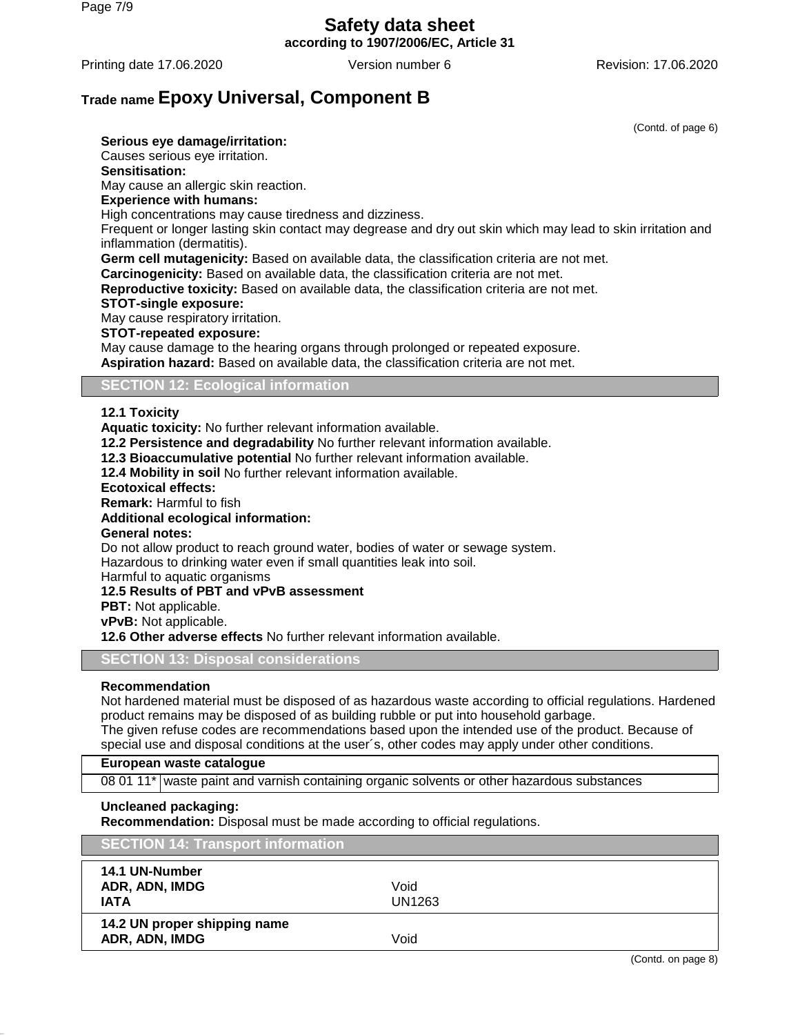(Contd. of page 6)

**Serious eye damage/irritation:**
Causes serious eye irritation.
**Sensitisation:**
May cause an allergic skin reaction.
**Experience with humans:**
High concentrations may cause tiredness and dizziness.
Frequent or longer lasting skin contact may degrease and dry out skin which may lead to skin irritation and inflammation (dermatitis).
**Germ cell mutagenicity:** Based on available data, the classification criteria are not met.
**Carcinogenicity:** Based on available data, the classification criteria are not met.
**Reproductive toxicity:** Based on available data, the classification criteria are not met.
**STOT-single exposure:**
May cause respiratory irritation.
**STOT-repeated exposure:**
May cause damage to the hearing organs through prolonged or repeated exposure.
**Aspiration hazard:** Based on available data, the classification criteria are not met.

## SECTION 12: Ecological information

**12.1 Toxicity**
**Aquatic toxicity:** No further relevant information available.
**12.2 Persistence and degradability** No further relevant information available.
**12.3 Bioaccumulative potential** No further relevant information available.
**12.4 Mobility in soil** No further relevant information available.
**Ecotoxical effects:**
**Remark:** Harmful to fish
**Additional ecological information:**
**General notes:**
Do not allow product to reach ground water, bodies of water or sewage system.
Hazardous to drinking water even if small quantities leak into soil.
Harmful to aquatic organisms
**12.5 Results of PBT and vPvB assessment**
**PBT:** Not applicable.
**vPvB:** Not applicable.
**12.6 Other adverse effects** No further relevant information available.

## SECTION 13: Disposal considerations

**Recommendation**
Not hardened material must be disposed of as hazardous waste according to official regulations. Hardened product remains may be disposed of as building rubble or put into household garbage.
The given refuse codes are recommendations based upon the intended use of the product. Because of special use and disposal conditions at the user´s, other codes may apply under other conditions.

| European waste catalogue | |
|---|---|
| 08 01 11* | waste paint and varnish containing organic solvents or other hazardous substances |

**Uncleaned packaging:**
**Recommendation:** Disposal must be made according to official regulations.

## SECTION 14: Transport information

| **14.1 UN-Number** | |
|---|---|
| **ADR, ADN, IMDG** | Void |
| **IATA** | UN1263 |
| **14.2 UN proper shipping name** | |
| **ADR, ADN, IMDG** | Void |

(Contd. on page 8)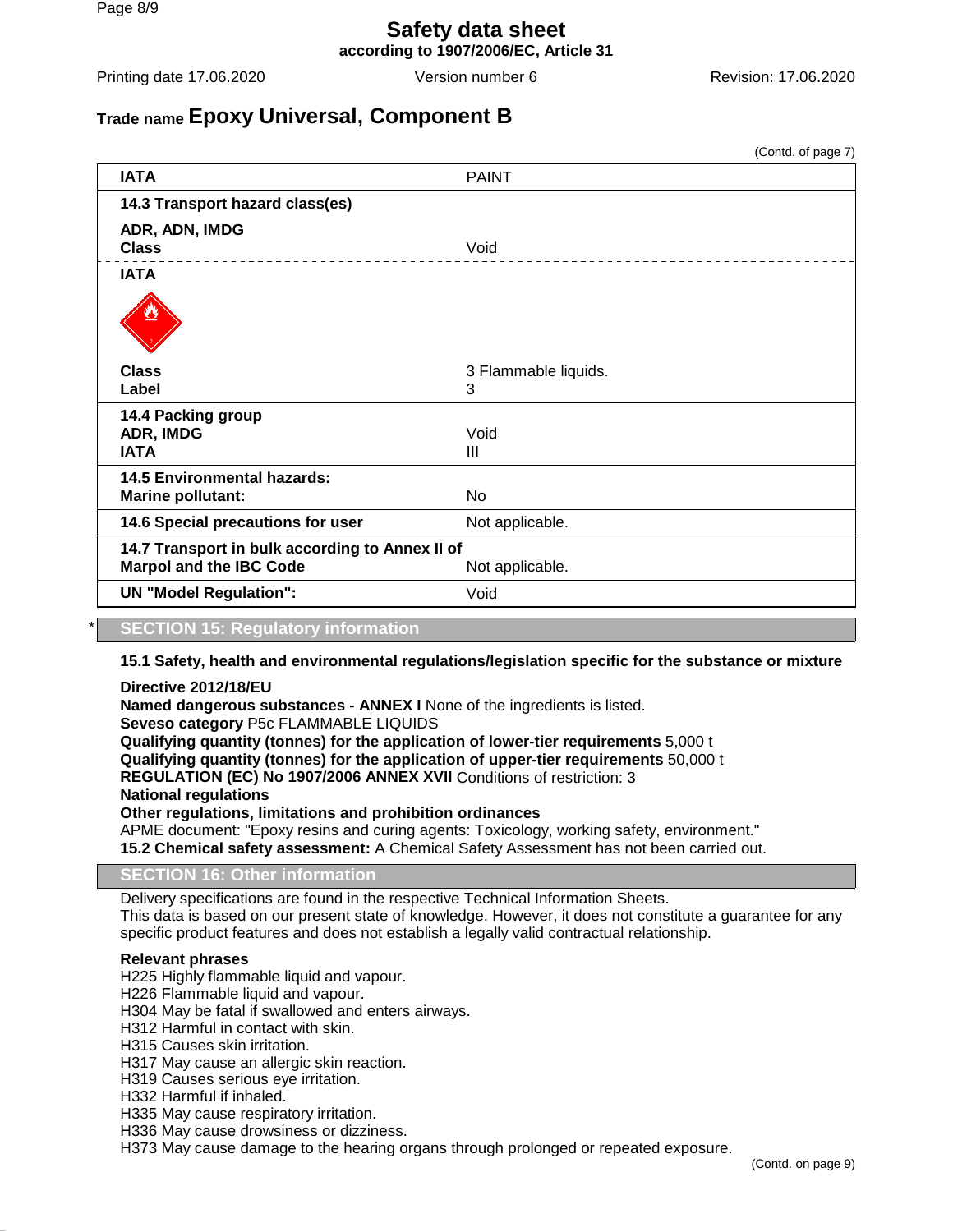# Safety data sheet
**according to 1907/2006/EC, Article 31**

Printing date 17.06.2020 | Version number 6 | Revision: 17.06.2020

**Trade name Epoxy Universal, Component B**

(Contd. of page 7)

| | |
|---|---|
| **IATA** | PAINT |
| **14.3 Transport hazard class(es)** | |
| **ADR, ADN, IMDG** | |
| **Class** | Void |
| **IATA** | |
| **Class** | 3 Flammable liquids. |
| **Label** | 3 |
| **14.4 Packing group** | |
| **ADR, IMDG** | Void |
| **IATA** | III |
| **14.5 Environmental hazards:** | |
| **Marine pollutant:** | No |
| **14.6 Special precautions for user** | Not applicable. |
| **14.7 Transport in bulk according to Annex II of Marpol and the IBC Code** | Not applicable. |
| **UN "Model Regulation":** | Void |

## * SECTION 15: Regulatory information

**15.1 Safety, health and environmental regulations/legislation specific for the substance or mixture**

**Directive 2012/18/EU**
**Named dangerous substances - ANNEX I** None of the ingredients is listed.
**Seveso category** P5c FLAMMABLE LIQUIDS
**Qualifying quantity (tonnes) for the application of lower-tier requirements** 5,000 t
**Qualifying quantity (tonnes) for the application of upper-tier requirements** 50,000 t
**REGULATION (EC) No 1907/2006 ANNEX XVII** Conditions of restriction: 3
**National regulations**
**Other regulations, limitations and prohibition ordinances**
APME document: "Epoxy resins and curing agents: Toxicology, working safety, environment."
**15.2 Chemical safety assessment:** A Chemical Safety Assessment has not been carried out.

## SECTION 16: Other information

Delivery specifications are found in the respective Technical Information Sheets.
This data is based on our present state of knowledge. However, it does not constitute a guarantee for any specific product features and does not establish a legally valid contractual relationship.

**Relevant phrases**
H225 Highly flammable liquid and vapour.
H226 Flammable liquid and vapour.
H304 May be fatal if swallowed and enters airways.
H312 Harmful in contact with skin.
H315 Causes skin irritation.
H317 May cause an allergic skin reaction.
H319 Causes serious eye irritation.
H332 Harmful if inhaled.
H335 May cause respiratory irritation.
H336 May cause drowsiness or dizziness.
H373 May cause damage to the hearing organs through prolonged or repeated exposure.

(Contd. on page 9)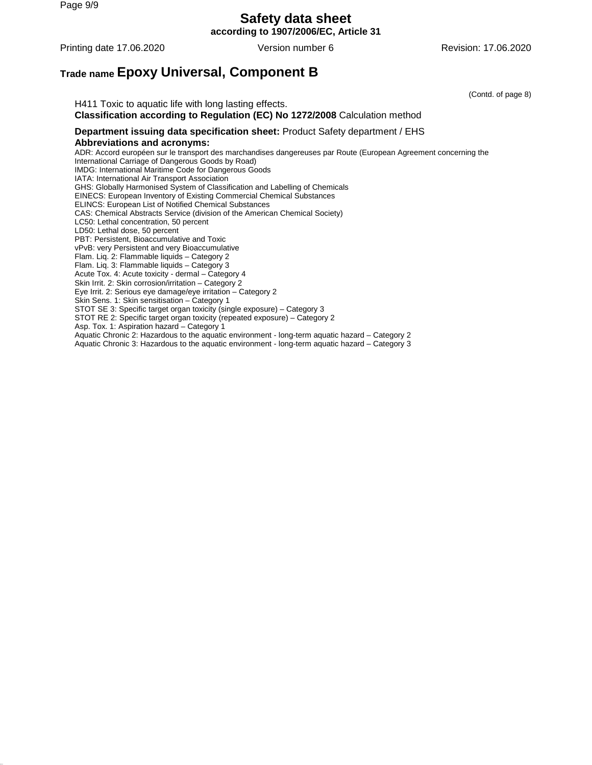H411 Toxic to aquatic life with long lasting effects.

**Classification according to Regulation (EC) No 1272/2008** Calculation method

**Department issuing data specification sheet:** Product Safety department / EHS

**Abbreviations and acronyms:**

ADR: Accord européen sur le transport des marchandises dangereuses par Route (European Agreement concerning the International Carriage of Dangerous Goods by Road)
IMDG: International Maritime Code for Dangerous Goods
IATA: International Air Transport Association
GHS: Globally Harmonised System of Classification and Labelling of Chemicals
EINECS: European Inventory of Existing Commercial Chemical Substances
ELINCS: European List of Notified Chemical Substances
CAS: Chemical Abstracts Service (division of the American Chemical Society)
LC50: Lethal concentration, 50 percent
LD50: Lethal dose, 50 percent
PBT: Persistent, Bioaccumulative and Toxic
vPvB: very Persistent and very Bioaccumulative
Flam. Liq. 2: Flammable liquids – Category 2
Flam. Liq. 3: Flammable liquids – Category 3
Acute Tox. 4: Acute toxicity - dermal – Category 4
Skin Irrit. 2: Skin corrosion/irritation – Category 2
Eye Irrit. 2: Serious eye damage/eye irritation – Category 2
Skin Sens. 1: Skin sensitisation – Category 1
STOT SE 3: Specific target organ toxicity (single exposure) – Category 3
STOT RE 2: Specific target organ toxicity (repeated exposure) – Category 2
Asp. Tox. 1: Aspiration hazard – Category 1
Aquatic Chronic 2: Hazardous to the aquatic environment - long-term aquatic hazard – Category 2
Aquatic Chronic 3: Hazardous to the aquatic environment - long-term aquatic hazard – Category 3